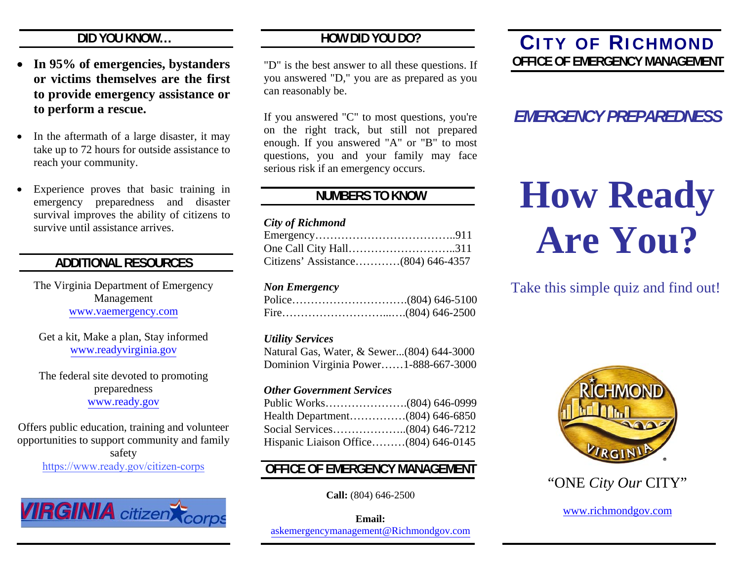## DID YOU KNOW…

- **In 95% of emergencies, bystanders or victims themselves are the first to provide emergency assistance or to perform a rescue.**
- In the aftermath of a large disaster, it may take up to 72 hours for outside assistance to reach your community.
- Experience proves that basic training in emergency preparedness and disaster survival improves the ability of citizens to survive until assistance arrives.

## ADDITIONAL RESOURCES

The Virginia Department of Emergency Management
www.vaemergency.com

Get a kit, Make a plan, Stay informed
www.readyvirginia.gov

The federal site devoted to promoting preparedness
www.ready.gov

Offers public education, training and volunteer opportunities to support community and family safety
https://www.ready.gov/citizen-corps

VIRGINIA citizen corps

## HOW DID YOU DO?

"D" is the best answer to all these questions. If you answered "D," you are as prepared as you can reasonably be.

If you answered "C" to most questions, you're on the right track, but still not prepared enough. If you answered "A" or "B" to most questions, you and your family may face serious risk if an emergency occurs.

## NUMBERS TO KNOW

***City of Richmond***

Emergency………………………………..911
One Call City Hall………………………..311
Citizens' Assistance…………(804) 646-4357

***Non Emergency***

Police………………………….(804) 646-5100
Fire…………………………..….(804) 646-2500

***Utility Services***

Natural Gas, Water, & Sewer...(804) 644-3000
Dominion Virginia Power……1-888-667-3000

***Other Government Services***

Public Works………………….(804) 646-0999
Health Department……………(804) 646-6850
Social Services………………..(804) 646-7212
Hispanic Liaison Office………(804) 646-0145

## OFFICE OF EMERGENCY MANAGEMENT

**Call:** (804) 646-2500

**Email:**
askemergencymanagement@Richmondgov.com

# CITY OF RICHMOND
## OFFICE OF EMERGENCY MANAGEMENT

## *EMERGENCY PREPAREDNESS*

# How Ready Are You?

Take this simple quiz and find out!

RICHMOND VIRGINIA

"ONE *City Our* CITY"

www.richmondgov.com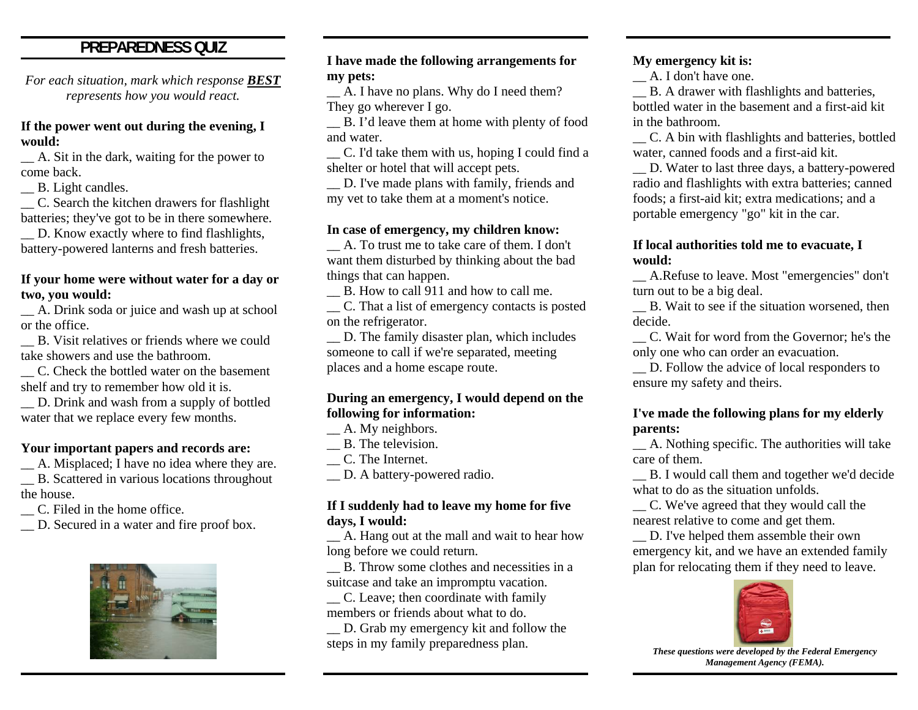# PREPAREDNESS QUIZ

*For each situation, mark which response* ***BEST*** *represents how you would react.*

**If the power went out during the evening, I would:**

__ A. Sit in the dark, waiting for the power to come back.
__ B. Light candles.
__ C. Search the kitchen drawers for flashlight batteries; they've got to be in there somewhere.
__ D. Know exactly where to find flashlights, battery-powered lanterns and fresh batteries.

**If your home were without water for a day or two, you would:**

__ A. Drink soda or juice and wash up at school or the office.
__ B. Visit relatives or friends where we could take showers and use the bathroom.
__ C. Check the bottled water on the basement shelf and try to remember how old it is.
__ D. Drink and wash from a supply of bottled water that we replace every few months.

**Your important papers and records are:**

__ A. Misplaced; I have no idea where they are.
__ B. Scattered in various locations throughout the house.
__ C. Filed in the home office.
__ D. Secured in a water and fire proof box.

**I have made the following arrangements for my pets:**

__ A. I have no plans. Why do I need them? They go wherever I go.
__ B. I'd leave them at home with plenty of food and water.
__ C. I'd take them with us, hoping I could find a shelter or hotel that will accept pets.
__ D. I've made plans with family, friends and my vet to take them at a moment's notice.

**In case of emergency, my children know:**

__ A. To trust me to take care of them. I don't want them disturbed by thinking about the bad things that can happen.
__ B. How to call 911 and how to call me.
__ C. That a list of emergency contacts is posted on the refrigerator.
__ D. The family disaster plan, which includes someone to call if we're separated, meeting places and a home escape route.

**During an emergency, I would depend on the following for information:**

__ A. My neighbors.
__ B. The television.
__ C. The Internet.
__ D. A battery-powered radio.

**If I suddenly had to leave my home for five days, I would:**

__ A. Hang out at the mall and wait to hear how long before we could return.
__ B. Throw some clothes and necessities in a suitcase and take an impromptu vacation.
__ C. Leave; then coordinate with family members or friends about what to do.
__ D. Grab my emergency kit and follow the steps in my family preparedness plan.

**My emergency kit is:**

__ A. I don't have one.
__ B. A drawer with flashlights and batteries, bottled water in the basement and a first-aid kit in the bathroom.
__ C. A bin with flashlights and batteries, bottled water, canned foods and a first-aid kit.
__ D. Water to last three days, a battery-powered radio and flashlights with extra batteries; canned foods; a first-aid kit; extra medications; and a portable emergency "go" kit in the car.

**If local authorities told me to evacuate, I would:**

__ A.Refuse to leave. Most "emergencies" don't turn out to be a big deal.
__ B. Wait to see if the situation worsened, then decide.
__ C. Wait for word from the Governor; he's the only one who can order an evacuation.
__ D. Follow the advice of local responders to ensure my safety and theirs.

**I've made the following plans for my elderly parents:**

__ A. Nothing specific. The authorities will take care of them.
__ B. I would call them and together we'd decide what to do as the situation unfolds.
__ C. We've agreed that they would call the nearest relative to come and get them.
__ D. I've helped them assemble their own emergency kit, and we have an extended family plan for relocating them if they need to leave.

***These questions were developed by the Federal Emergency Management Agency (FEMA).***